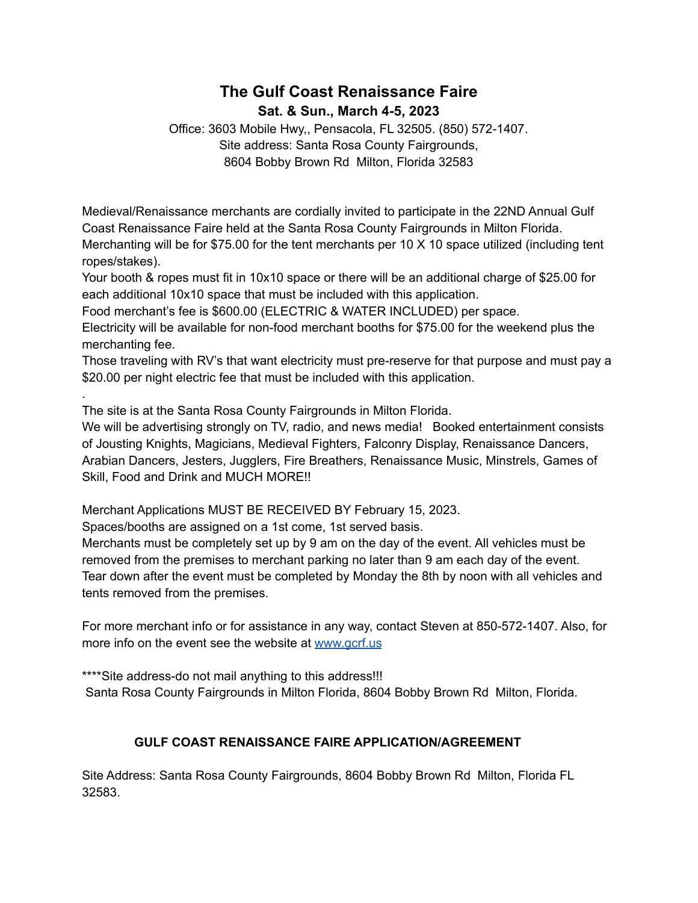# The Gulf Coast Renaissance Faire

**Sat. & Sun., March 4-5, 2023**

Office: 3603 Mobile Hwy,, Pensacola, FL 32505. (850) 572-1407.
Site address: Santa Rosa County Fairgrounds,
8604 Bobby Brown Rd Milton, Florida 32583

Medieval/Renaissance merchants are cordially invited to participate in the 22ND Annual Gulf Coast Renaissance Faire held at the Santa Rosa County Fairgrounds in Milton Florida.
Merchanting will be for $75.00 for the tent merchants per 10 X 10 space utilized (including tent ropes/stakes).
Your booth & ropes must fit in 10x10 space or there will be an additional charge of $25.00 for each additional 10x10 space that must be included with this application.
Food merchant's fee is $600.00 (ELECTRIC & WATER INCLUDED) per space.
Electricity will be available for non-food merchant booths for $75.00 for the weekend plus the merchanting fee.
Those traveling with RV's that want electricity must pre-reserve for that purpose and must pay a $20.00 per night electric fee that must be included with this application.
.
The site is at the Santa Rosa County Fairgrounds in Milton Florida.
We will be advertising strongly on TV, radio, and news media! Booked entertainment consists of Jousting Knights, Magicians, Medieval Fighters, Falconry Display, Renaissance Dancers, Arabian Dancers, Jesters, Jugglers, Fire Breathers, Renaissance Music, Minstrels, Games of Skill, Food and Drink and MUCH MORE!!

Merchant Applications MUST BE RECEIVED BY February 15, 2023.
Spaces/booths are assigned on a 1st come, 1st served basis.
Merchants must be completely set up by 9 am on the day of the event. All vehicles must be removed from the premises to merchant parking no later than 9 am each day of the event.
Tear down after the event must be completed by Monday the 8th by noon with all vehicles and tents removed from the premises.

For more merchant info or for assistance in any way, contact Steven at 850-572-1407. Also, for more info on the event see the website at [www.gcrf.us](http://www.gcrf.us)

****Site address-do not mail anything to this address!!!
Santa Rosa County Fairgrounds in Milton Florida, 8604 Bobby Brown Rd Milton, Florida.

## GULF COAST RENAISSANCE FAIRE APPLICATION/AGREEMENT

Site Address: Santa Rosa County Fairgrounds, 8604 Bobby Brown Rd Milton, Florida FL 32583.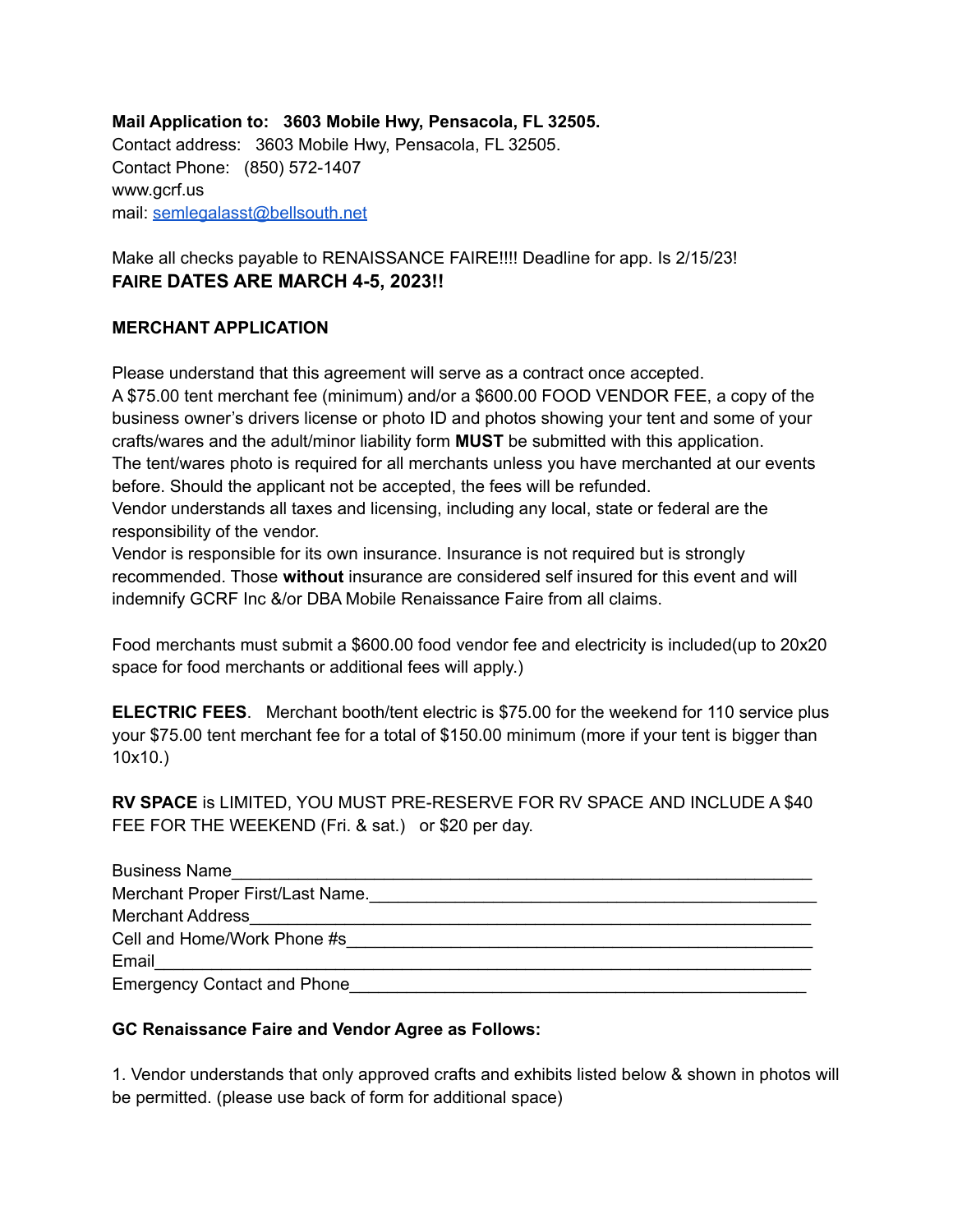**Mail Application to: 3603 Mobile Hwy, Pensacola, FL 32505.**
Contact address: 3603 Mobile Hwy, Pensacola, FL 32505.
Contact Phone: (850) 572-1407
www.gcrf.us
mail: semlegalasst@bellsouth.net

Make all checks payable to RENAISSANCE FAIRE!!!! Deadline for app. Is 2/15/23!
**FAIRE DATES ARE MARCH 4-5, 2023!!**

**MERCHANT APPLICATION**

Please understand that this agreement will serve as a contract once accepted.
A $75.00 tent merchant fee (minimum) and/or a $600.00 FOOD VENDOR FEE, a copy of the business owner's drivers license or photo ID and photos showing your tent and some of your crafts/wares and the adult/minor liability form **MUST** be submitted with this application.
The tent/wares photo is required for all merchants unless you have merchanted at our events before. Should the applicant not be accepted, the fees will be refunded.
Vendor understands all taxes and licensing, including any local, state or federal are the responsibility of the vendor.
Vendor is responsible for its own insurance. Insurance is not required but is strongly recommended. Those **without** insurance are considered self insured for this event and will indemnify GCRF Inc &/or DBA Mobile Renaissance Faire from all claims.

Food merchants must submit a $600.00 food vendor fee and electricity is included(up to 20x20 space for food merchants or additional fees will apply.)

**ELECTRIC FEES**. Merchant booth/tent electric is $75.00 for the weekend for 110 service plus your $75.00 tent merchant fee for a total of $150.00 minimum (more if your tent is bigger than 10x10.)

**RV SPACE** is LIMITED, YOU MUST PRE-RESERVE FOR RV SPACE AND INCLUDE A $40 FEE FOR THE WEEKEND (Fri. & sat.) or $20 per day.

Business Name_______________________________________________________________
Merchant Proper First/Last Name.______________________________________________
Merchant Address_____________________________________________________________
Cell and Home/Work Phone #s_________________________________________________
Email_________________________________________________________________________
Emergency Contact and Phone_________________________________________________

**GC Renaissance Faire and Vendor Agree as Follows:**

1. Vendor understands that only approved crafts and exhibits listed below & shown in photos will be permitted. (please use back of form for additional space)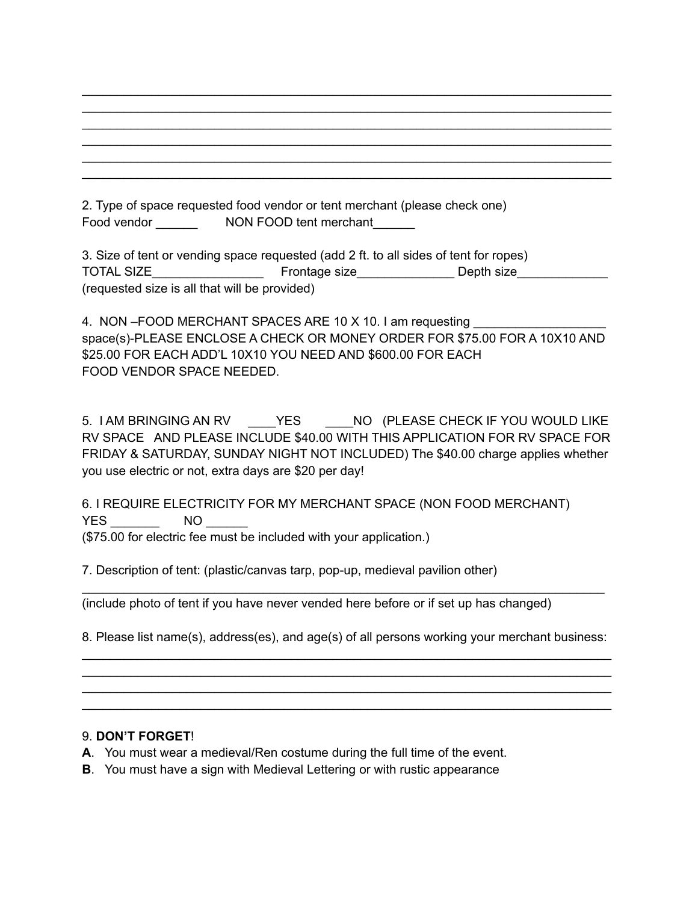\_\_\_\_\_\_\_\_\_\_\_\_\_\_\_\_\_\_\_\_\_\_\_\_\_\_\_\_\_\_\_\_\_\_\_\_\_\_\_\_\_\_\_\_\_\_\_\_\_\_\_\_\_\_\_\_\_\_\_\_\_\_\_\_\_\_\_\_\_\_\_\_\_\_\_\_
\_\_\_\_\_\_\_\_\_\_\_\_\_\_\_\_\_\_\_\_\_\_\_\_\_\_\_\_\_\_\_\_\_\_\_\_\_\_\_\_\_\_\_\_\_\_\_\_\_\_\_\_\_\_\_\_\_\_\_\_\_\_\_\_\_\_\_\_\_\_\_\_\_\_\_\_
\_\_\_\_\_\_\_\_\_\_\_\_\_\_\_\_\_\_\_\_\_\_\_\_\_\_\_\_\_\_\_\_\_\_\_\_\_\_\_\_\_\_\_\_\_\_\_\_\_\_\_\_\_\_\_\_\_\_\_\_\_\_\_\_\_\_\_\_\_\_\_\_\_\_\_\_
\_\_\_\_\_\_\_\_\_\_\_\_\_\_\_\_\_\_\_\_\_\_\_\_\_\_\_\_\_\_\_\_\_\_\_\_\_\_\_\_\_\_\_\_\_\_\_\_\_\_\_\_\_\_\_\_\_\_\_\_\_\_\_\_\_\_\_\_\_\_\_\_\_\_\_\_
\_\_\_\_\_\_\_\_\_\_\_\_\_\_\_\_\_\_\_\_\_\_\_\_\_\_\_\_\_\_\_\_\_\_\_\_\_\_\_\_\_\_\_\_\_\_\_\_\_\_\_\_\_\_\_\_\_\_\_\_\_\_\_\_\_\_\_\_\_\_\_\_\_\_\_\_
\_\_\_\_\_\_\_\_\_\_\_\_\_\_\_\_\_\_\_\_\_\_\_\_\_\_\_\_\_\_\_\_\_\_\_\_\_\_\_\_\_\_\_\_\_\_\_\_\_\_\_\_\_\_\_\_\_\_\_\_\_\_\_\_\_\_\_\_\_\_\_\_\_\_\_\_

2. Type of space requested food vendor or tent merchant (please check one)
Food vendor \_\_\_\_\_\_ NON FOOD tent merchant\_\_\_\_\_\_

3. Size of tent or vending space requested (add 2 ft. to all sides of tent for ropes)
TOTAL SIZE\_\_\_\_\_\_\_\_\_\_\_\_\_\_\_\_ Frontage size\_\_\_\_\_\_\_\_\_\_\_\_\_\_ Depth size\_\_\_\_\_\_\_\_\_\_\_\_\_
(requested size is all that will be provided)

4. NON –FOOD MERCHANT SPACES ARE 10 X 10. I am requesting \_\_\_\_\_\_\_\_\_\_\_\_\_\_\_\_\_\_ space(s)-PLEASE ENCLOSE A CHECK OR MONEY ORDER FOR $75.00 FOR A 10X10 AND $25.00 FOR EACH ADD'L 10X10 YOU NEED AND $600.00 FOR EACH FOOD VENDOR SPACE NEEDED.

5. I AM BRINGING AN RV \_\_\_\_YES \_\_\_\_NO (PLEASE CHECK IF YOU WOULD LIKE RV SPACE AND PLEASE INCLUDE $40.00 WITH THIS APPLICATION FOR RV SPACE FOR FRIDAY & SATURDAY, SUNDAY NIGHT NOT INCLUDED) The $40.00 charge applies whether you use electric or not, extra days are $20 per day!

6. I REQUIRE ELECTRICITY FOR MY MERCHANT SPACE (NON FOOD MERCHANT)
YES \_\_\_\_\_\_\_ NO \_\_\_\_\_\_
($75.00 for electric fee must be included with your application.)

7. Description of tent: (plastic/canvas tarp, pop-up, medieval pavilion other)
\_\_\_\_\_\_\_\_\_\_\_\_\_\_\_\_\_\_\_\_\_\_\_\_\_\_\_\_\_\_\_\_\_\_\_\_\_\_\_\_\_\_\_\_\_\_\_\_\_\_\_\_\_\_\_\_\_\_\_\_\_\_\_\_\_\_\_\_\_\_\_\_\_\_\_
(include photo of tent if you have never vended here before or if set up has changed)

8. Please list name(s), address(es), and age(s) of all persons working your merchant business:
\_\_\_\_\_\_\_\_\_\_\_\_\_\_\_\_\_\_\_\_\_\_\_\_\_\_\_\_\_\_\_\_\_\_\_\_\_\_\_\_\_\_\_\_\_\_\_\_\_\_\_\_\_\_\_\_\_\_\_\_\_\_\_\_\_\_\_\_\_\_\_\_\_\_\_\_
\_\_\_\_\_\_\_\_\_\_\_\_\_\_\_\_\_\_\_\_\_\_\_\_\_\_\_\_\_\_\_\_\_\_\_\_\_\_\_\_\_\_\_\_\_\_\_\_\_\_\_\_\_\_\_\_\_\_\_\_\_\_\_\_\_\_\_\_\_\_\_\_\_\_\_\_
\_\_\_\_\_\_\_\_\_\_\_\_\_\_\_\_\_\_\_\_\_\_\_\_\_\_\_\_\_\_\_\_\_\_\_\_\_\_\_\_\_\_\_\_\_\_\_\_\_\_\_\_\_\_\_\_\_\_\_\_\_\_\_\_\_\_\_\_\_\_\_\_\_\_\_\_
\_\_\_\_\_\_\_\_\_\_\_\_\_\_\_\_\_\_\_\_\_\_\_\_\_\_\_\_\_\_\_\_\_\_\_\_\_\_\_\_\_\_\_\_\_\_\_\_\_\_\_\_\_\_\_\_\_\_\_\_\_\_\_\_\_\_\_\_\_\_\_\_\_\_\_\_

9. **DON'T FORGET**!

**A**. You must wear a medieval/Ren costume during the full time of the event.
**B**. You must have a sign with Medieval Lettering or with rustic appearance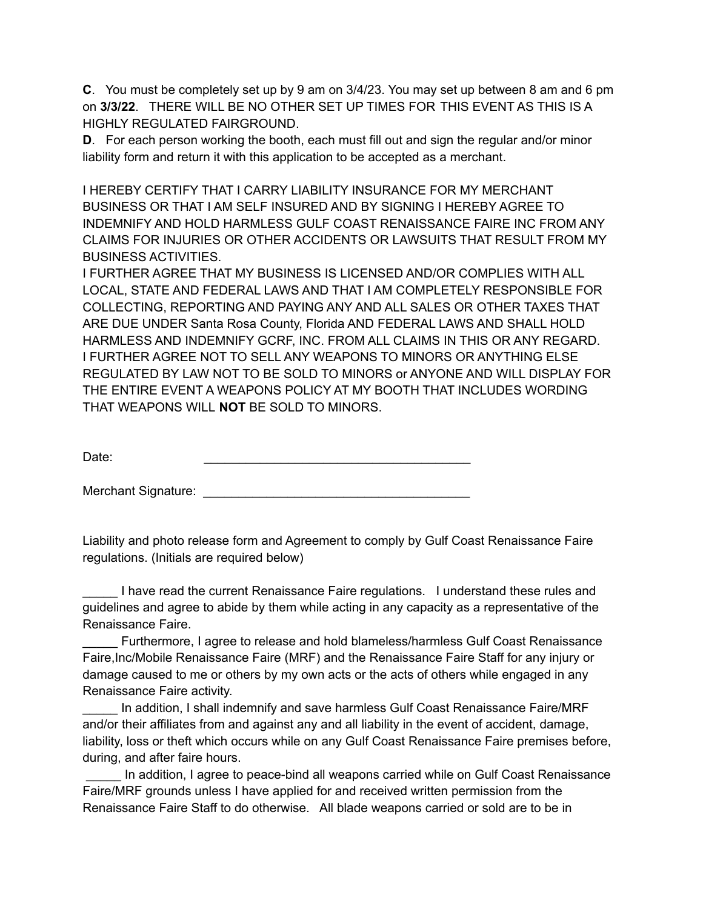**C**. You must be completely set up by 9 am on 3/4/23. You may set up between 8 am and 6 pm on **3/3/22**. THERE WILL BE NO OTHER SET UP TIMES FOR THIS EVENT AS THIS IS A HIGHLY REGULATED FAIRGROUND.

**D**. For each person working the booth, each must fill out and sign the regular and/or minor liability form and return it with this application to be accepted as a merchant.

I HEREBY CERTIFY THAT I CARRY LIABILITY INSURANCE FOR MY MERCHANT BUSINESS OR THAT I AM SELF INSURED AND BY SIGNING I HEREBY AGREE TO INDEMNIFY AND HOLD HARMLESS GULF COAST RENAISSANCE FAIRE INC FROM ANY CLAIMS FOR INJURIES OR OTHER ACCIDENTS OR LAWSUITS THAT RESULT FROM MY BUSINESS ACTIVITIES.

I FURTHER AGREE THAT MY BUSINESS IS LICENSED AND/OR COMPLIES WITH ALL LOCAL, STATE AND FEDERAL LAWS AND THAT I AM COMPLETELY RESPONSIBLE FOR COLLECTING, REPORTING AND PAYING ANY AND ALL SALES OR OTHER TAXES THAT ARE DUE UNDER Santa Rosa County, Florida AND FEDERAL LAWS AND SHALL HOLD HARMLESS AND INDEMNIFY GCRF, INC. FROM ALL CLAIMS IN THIS OR ANY REGARD.

I FURTHER AGREE NOT TO SELL ANY WEAPONS TO MINORS OR ANYTHING ELSE REGULATED BY LAW NOT TO BE SOLD TO MINORS or ANYONE AND WILL DISPLAY FOR THE ENTIRE EVENT A WEAPONS POLICY AT MY BOOTH THAT INCLUDES WORDING THAT WEAPONS WILL **NOT** BE SOLD TO MINORS.

Date: _______________________________________

Merchant Signature: _______________________________________

Liability and photo release form and Agreement to comply by Gulf Coast Renaissance Faire regulations. (Initials are required below)

_____ I have read the current Renaissance Faire regulations. I understand these rules and guidelines and agree to abide by them while acting in any capacity as a representative of the Renaissance Faire.

_____ Furthermore, I agree to release and hold blameless/harmless Gulf Coast Renaissance Faire,Inc/Mobile Renaissance Faire (MRF) and the Renaissance Faire Staff for any injury or damage caused to me or others by my own acts or the acts of others while engaged in any Renaissance Faire activity.

_____ In addition, I shall indemnify and save harmless Gulf Coast Renaissance Faire/MRF and/or their affiliates from and against any and all liability in the event of accident, damage, liability, loss or theft which occurs while on any Gulf Coast Renaissance Faire premises before, during, and after faire hours.

_____ In addition, I agree to peace-bind all weapons carried while on Gulf Coast Renaissance Faire/MRF grounds unless I have applied for and received written permission from the Renaissance Faire Staff to do otherwise. All blade weapons carried or sold are to be in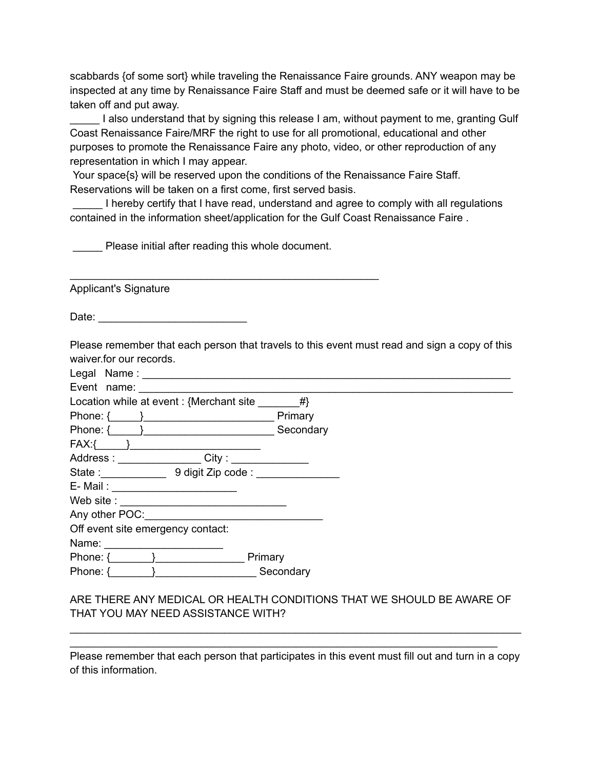scabbards {of some sort} while traveling the Renaissance Faire grounds. ANY weapon may be inspected at any time by Renaissance Faire Staff and must be deemed safe or it will have to be taken off and put away.

_____ I also understand that by signing this release I am, without payment to me, granting Gulf Coast Renaissance Faire/MRF the right to use for all promotional, educational and other purposes to promote the Renaissance Faire any photo, video, or other reproduction of any representation in which I may appear.

Your space{s} will be reserved upon the conditions of the Renaissance Faire Staff. Reservations will be taken on a first come, first served basis.

_____ I hereby certify that I have read, understand and agree to comply with all regulations contained in the information sheet/application for the Gulf Coast Renaissance Faire .

_____ Please initial after reading this whole document.

______________________________________________________

Applicant's Signature

Date: _________________________

Please remember that each person that travels to this event must read and sign a copy of this waiver.for our records.

Legal Name : ______________________________________________________________

Event name: ______________________________________________________________

Location while at event : {Merchant site _______#}

Phone: {_____}______________________ Primary

Phone: {_____}______________________ Secondary

FAX:{_____}______________________

Address : ______________ City : _____________

State :___________ 9 digit Zip code : ______________

E- Mail : _____________________

Web site : ____________________________

Any other POC:______________________________

Off event site emergency contact:

Name: ____________________

Phone: {_______}_______________ Primary

Phone: {_______}_________________ Secondary

ARE THERE ANY MEDICAL OR HEALTH CONDITIONS THAT WE SHOULD BE AWARE OF THAT YOU MAY NEED ASSISTANCE WITH?

__________________________________________________________________________

__________________________________________________________________________

Please remember that each person that participates in this event must fill out and turn in a copy of this information.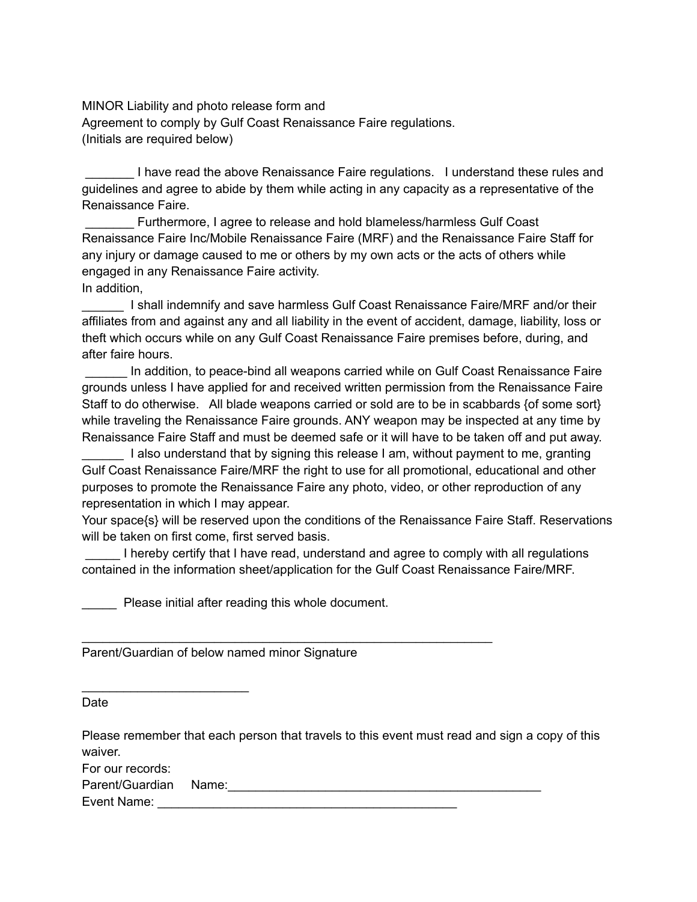MINOR Liability and photo release form and
Agreement to comply by Gulf Coast Renaissance Faire regulations.
(Initials are required below)

_______ I have read the above Renaissance Faire regulations. I understand these rules and guidelines and agree to abide by them while acting in any capacity as a representative of the Renaissance Faire.

_______ Furthermore, I agree to release and hold blameless/harmless Gulf Coast Renaissance Faire Inc/Mobile Renaissance Faire (MRF) and the Renaissance Faire Staff for any injury or damage caused to me or others by my own acts or the acts of others while engaged in any Renaissance Faire activity.

In addition,

______ I shall indemnify and save harmless Gulf Coast Renaissance Faire/MRF and/or their affiliates from and against any and all liability in the event of accident, damage, liability, loss or theft which occurs while on any Gulf Coast Renaissance Faire premises before, during, and after faire hours.

______ In addition, to peace-bind all weapons carried while on Gulf Coast Renaissance Faire grounds unless I have applied for and received written permission from the Renaissance Faire Staff to do otherwise. All blade weapons carried or sold are to be in scabbards {of some sort} while traveling the Renaissance Faire grounds. ANY weapon may be inspected at any time by Renaissance Faire Staff and must be deemed safe or it will have to be taken off and put away.

______ I also understand that by signing this release I am, without payment to me, granting Gulf Coast Renaissance Faire/MRF the right to use for all promotional, educational and other purposes to promote the Renaissance Faire any photo, video, or other reproduction of any representation in which I may appear.

Your space{s} will be reserved upon the conditions of the Renaissance Faire Staff. Reservations will be taken on first come, first served basis.

_____ I hereby certify that I have read, understand and agree to comply with all regulations contained in the information sheet/application for the Gulf Coast Renaissance Faire/MRF.

_____ Please initial after reading this whole document.

______________________________________________________________
Parent/Guardian of below named minor Signature

_________________________
Date

Please remember that each person that travels to this event must read and sign a copy of this waiver.

For our records:
Parent/Guardian Name:_______________________________________________
Event Name: _____________________________________________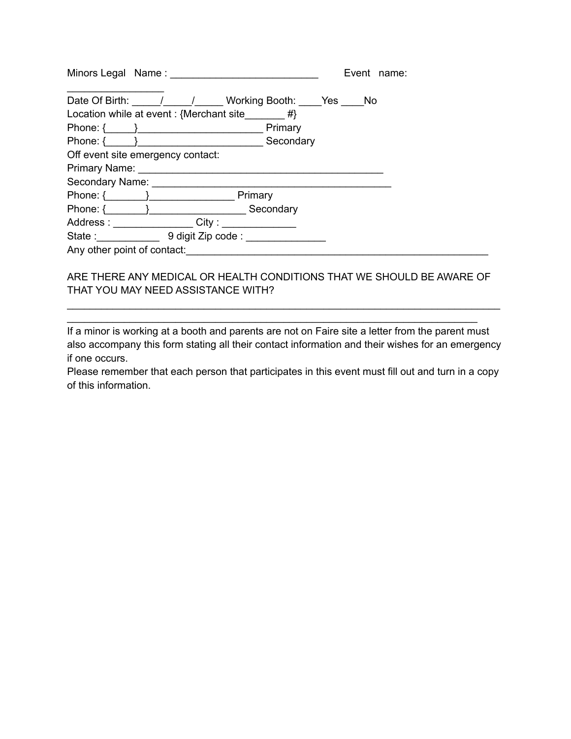Minors Legal Name : __________________________ Event name: _________________

Date Of Birth: _____/_____/_____ Working Booth: ____Yes ____No

Location while at event : {Merchant site_______ #}

Phone: {_____}______________________ Primary

Phone: {_____}______________________ Secondary

Off event site emergency contact:

Primary Name: ____________________________________________

Secondary Name: ____________________________________________

Phone: {_______}_______________ Primary

Phone: {_______}_________________ Secondary

Address : ______________ City : _____________

State :___________ 9 digit Zip code : ______________

Any other point of contact:_______________________________________________________

ARE THERE ANY MEDICAL OR HEALTH CONDITIONS THAT WE SHOULD BE AWARE OF THAT YOU MAY NEED ASSISTANCE WITH?

_______________________________________________________________________________
___________________________________________________________________________

If a minor is working at a booth and parents are not on Faire site a letter from the parent must also accompany this form stating all their contact information and their wishes for an emergency if one occurs.

Please remember that each person that participates in this event must fill out and turn in a copy of this information.